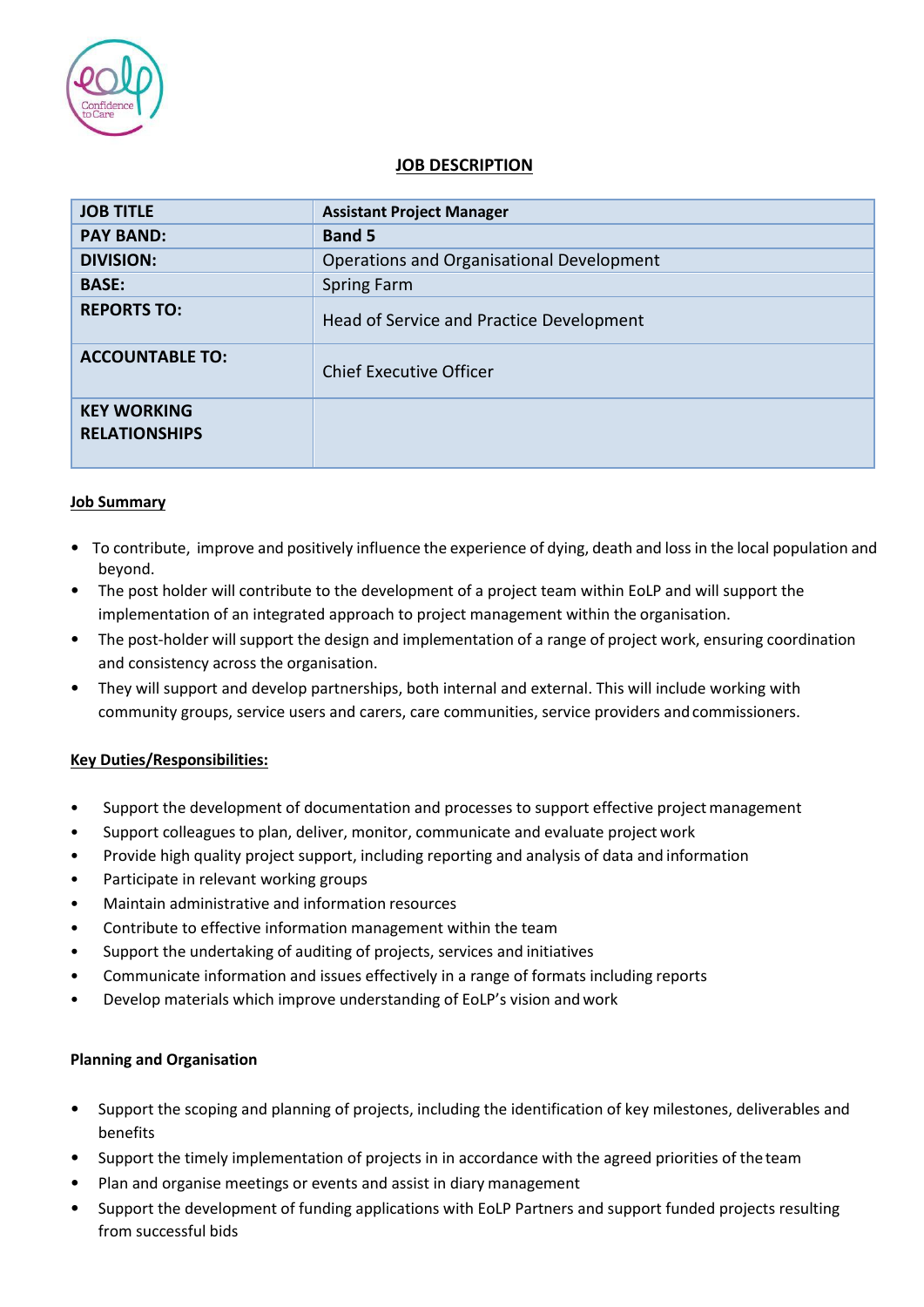# JOB DESCRIPTION

| JOB TITLE | Assistant Project Manager |
|---|---|
| PAY BAND: | Band 5 |
| DIVISION: | Operations and Organisational Development |
| BASE: | Spring Farm |
| REPORTS TO: | Head of Service and Practice Development |
| ACCOUNTABLE TO: | Chief Executive Officer |
| KEY WORKING RELATIONSHIPS | |

## Job Summary

- To contribute, improve and positively influence the experience of dying, death and loss in the local population and beyond.
- The post holder will contribute to the development of a project team within EoLP and will support the implementation of an integrated approach to project management within the organisation.
- The post-holder will support the design and implementation of a range of project work, ensuring coordination and consistency across the organisation.
- They will support and develop partnerships, both internal and external. This will include working with community groups, service users and carers, care communities, service providers and commissioners.

## Key Duties/Responsibilities:

- Support the development of documentation and processes to support effective project management
- Support colleagues to plan, deliver, monitor, communicate and evaluate project work
- Provide high quality project support, including reporting and analysis of data and information
- Participate in relevant working groups
- Maintain administrative and information resources
- Contribute to effective information management within the team
- Support the undertaking of auditing of projects, services and initiatives
- Communicate information and issues effectively in a range of formats including reports
- Develop materials which improve understanding of EoLP's vision and work

### Planning and Organisation

- Support the scoping and planning of projects, including the identification of key milestones, deliverables and benefits
- Support the timely implementation of projects in in accordance with the agreed priorities of the team
- Plan and organise meetings or events and assist in diary management
- Support the development of funding applications with EoLP Partners and support funded projects resulting from successful bids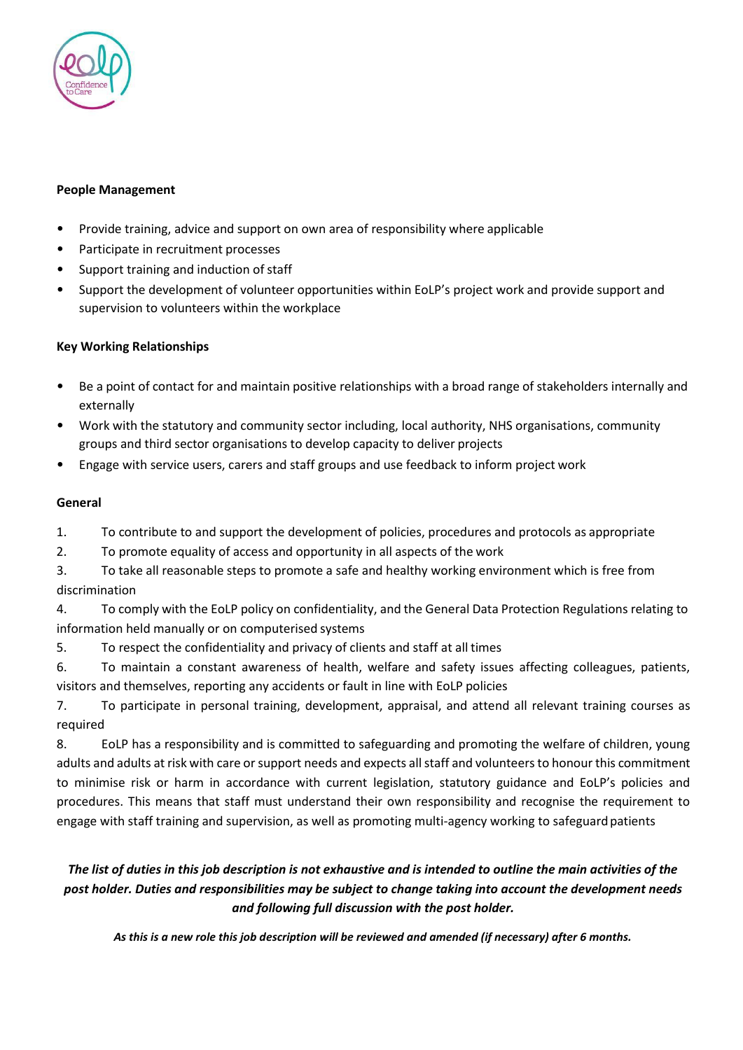**People Management**

- Provide training, advice and support on own area of responsibility where applicable
- Participate in recruitment processes
- Support training and induction of staff
- Support the development of volunteer opportunities within EoLP's project work and provide support and supervision to volunteers within the workplace

**Key Working Relationships**

- Be a point of contact for and maintain positive relationships with a broad range of stakeholders internally and externally
- Work with the statutory and community sector including, local authority, NHS organisations, community groups and third sector organisations to develop capacity to deliver projects
- Engage with service users, carers and staff groups and use feedback to inform project work

**General**

1. To contribute to and support the development of policies, procedures and protocols as appropriate
2. To promote equality of access and opportunity in all aspects of the work
3. To take all reasonable steps to promote a safe and healthy working environment which is free from discrimination
4. To comply with the EoLP policy on confidentiality, and the General Data Protection Regulations relating to information held manually or on computerised systems
5. To respect the confidentiality and privacy of clients and staff at all times
6. To maintain a constant awareness of health, welfare and safety issues affecting colleagues, patients, visitors and themselves, reporting any accidents or fault in line with EoLP policies
7. To participate in personal training, development, appraisal, and attend all relevant training courses as required
8. EoLP has a responsibility and is committed to safeguarding and promoting the welfare of children, young adults and adults at risk with care or support needs and expects all staff and volunteers to honour this commitment to minimise risk or harm in accordance with current legislation, statutory guidance and EoLP's policies and procedures. This means that staff must understand their own responsibility and recognise the requirement to engage with staff training and supervision, as well as promoting multi-agency working to safeguard patients

***The list of duties in this job description is not exhaustive and is intended to outline the main activities of the post holder. Duties and responsibilities may be subject to change taking into account the development needs and following full discussion with the post holder.***

***As this is a new role this job description will be reviewed and amended (if necessary) after 6 months.***